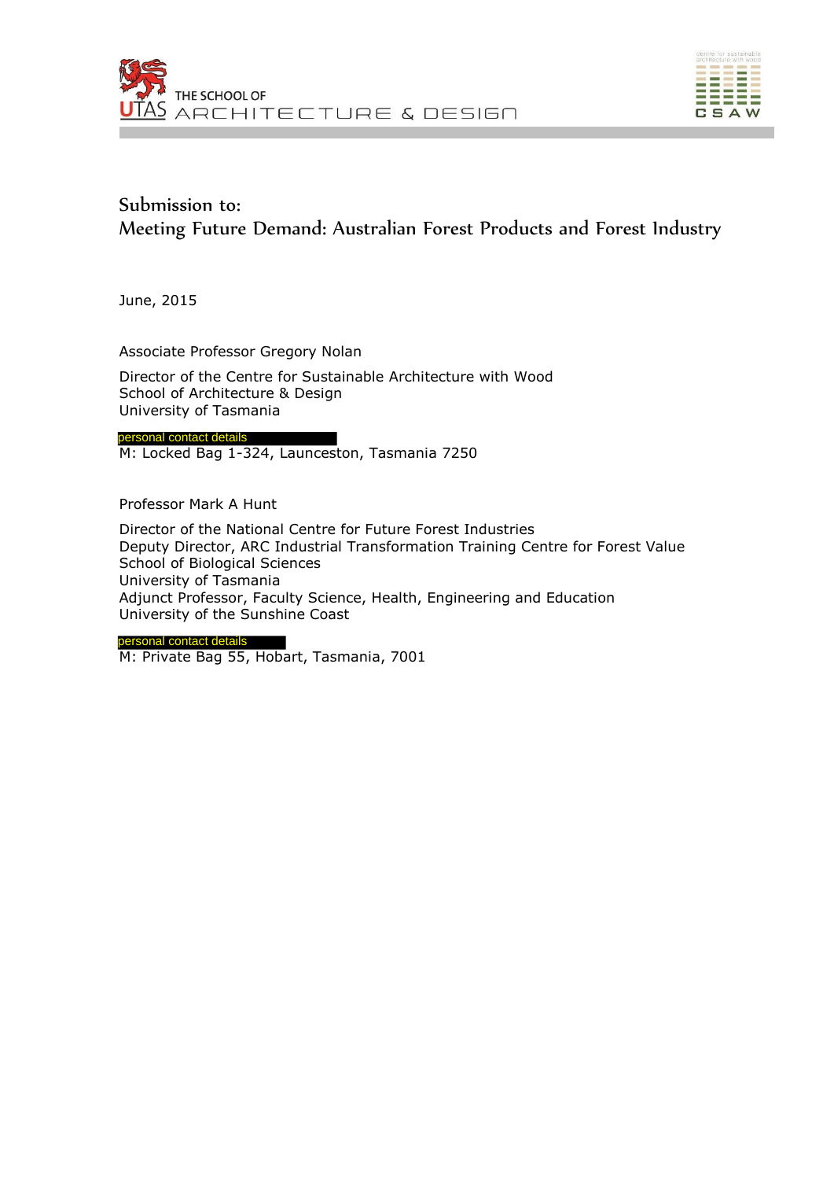THE SCHOOL OF
ARCHITECTURE & DESIGN

# Submission to:
# Meeting Future Demand: Australian Forest Products and Forest Industry

June, 2015

Associate Professor Gregory Nolan

Director of the Centre for Sustainable Architecture with Wood
School of Architecture & Design
University of Tasmania

personal contact details
M: Locked Bag 1-324, Launceston, Tasmania 7250

Professor Mark A Hunt

Director of the National Centre for Future Forest Industries
Deputy Director, ARC Industrial Transformation Training Centre for Forest Value
School of Biological Sciences
University of Tasmania
Adjunct Professor, Faculty Science, Health, Engineering and Education
University of the Sunshine Coast

personal contact details
M: Private Bag 55, Hobart, Tasmania, 7001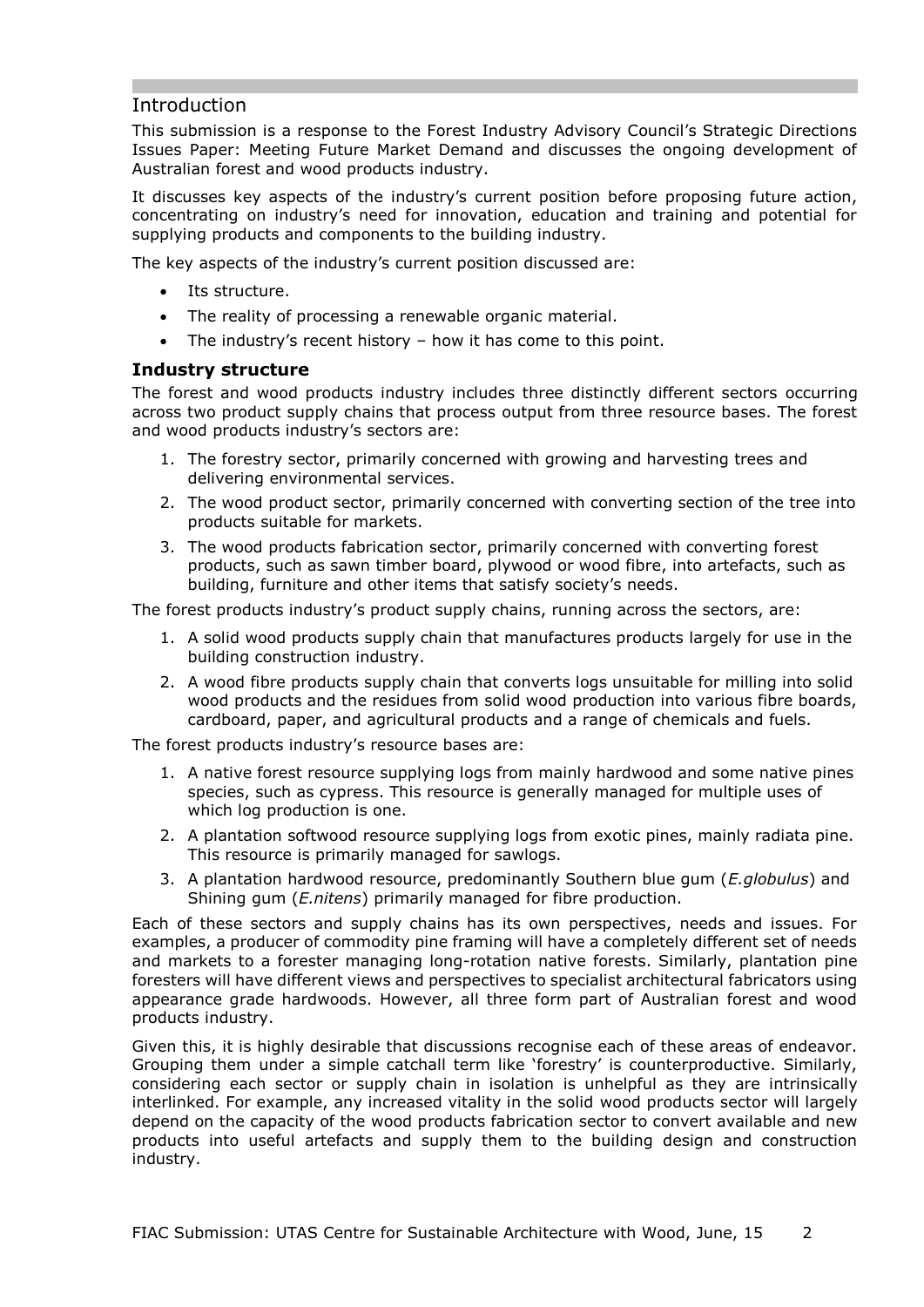## Introduction

This submission is a response to the Forest Industry Advisory Council's Strategic Directions Issues Paper: Meeting Future Market Demand and discusses the ongoing development of Australian forest and wood products industry.

It discusses key aspects of the industry's current position before proposing future action, concentrating on industry's need for innovation, education and training and potential for supplying products and components to the building industry.

The key aspects of the industry's current position discussed are:

- Its structure.
- The reality of processing a renewable organic material.
- The industry's recent history – how it has come to this point.

### Industry structure

The forest and wood products industry includes three distinctly different sectors occurring across two product supply chains that process output from three resource bases. The forest and wood products industry's sectors are:

1. The forestry sector, primarily concerned with growing and harvesting trees and delivering environmental services.
2. The wood product sector, primarily concerned with converting section of the tree into products suitable for markets.
3. The wood products fabrication sector, primarily concerned with converting forest products, such as sawn timber board, plywood or wood fibre, into artefacts, such as building, furniture and other items that satisfy society's needs.

The forest products industry's product supply chains, running across the sectors, are:

1. A solid wood products supply chain that manufactures products largely for use in the building construction industry.
2. A wood fibre products supply chain that converts logs unsuitable for milling into solid wood products and the residues from solid wood production into various fibre boards, cardboard, paper, and agricultural products and a range of chemicals and fuels.

The forest products industry's resource bases are:

1. A native forest resource supplying logs from mainly hardwood and some native pines species, such as cypress. This resource is generally managed for multiple uses of which log production is one.
2. A plantation softwood resource supplying logs from exotic pines, mainly radiata pine. This resource is primarily managed for sawlogs.
3. A plantation hardwood resource, predominantly Southern blue gum (*E.globulus*) and Shining gum (*E.nitens*) primarily managed for fibre production.

Each of these sectors and supply chains has its own perspectives, needs and issues. For examples, a producer of commodity pine framing will have a completely different set of needs and markets to a forester managing long-rotation native forests. Similarly, plantation pine foresters will have different views and perspectives to specialist architectural fabricators using appearance grade hardwoods. However, all three form part of Australian forest and wood products industry.

Given this, it is highly desirable that discussions recognise each of these areas of endeavor. Grouping them under a simple catchall term like 'forestry' is counterproductive. Similarly, considering each sector or supply chain in isolation is unhelpful as they are intrinsically interlinked. For example, any increased vitality in the solid wood products sector will largely depend on the capacity of the wood products fabrication sector to convert available and new products into useful artefacts and supply them to the building design and construction industry.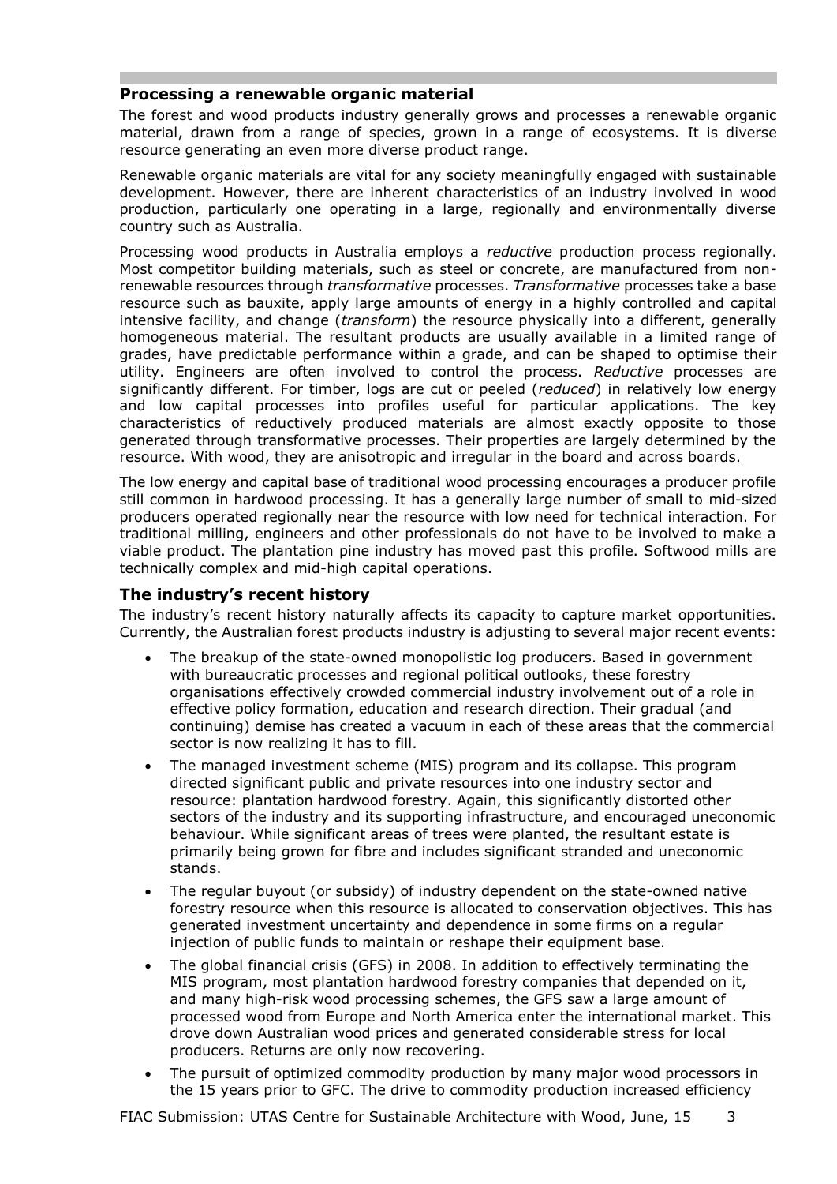## Processing a renewable organic material

The forest and wood products industry generally grows and processes a renewable organic material, drawn from a range of species, grown in a range of ecosystems. It is diverse resource generating an even more diverse product range.

Renewable organic materials are vital for any society meaningfully engaged with sustainable development. However, there are inherent characteristics of an industry involved in wood production, particularly one operating in a large, regionally and environmentally diverse country such as Australia.

Processing wood products in Australia employs a *reductive* production process regionally. Most competitor building materials, such as steel or concrete, are manufactured from non-renewable resources through *transformative* processes. *Transformative* processes take a base resource such as bauxite, apply large amounts of energy in a highly controlled and capital intensive facility, and change (*transform*) the resource physically into a different, generally homogeneous material. The resultant products are usually available in a limited range of grades, have predictable performance within a grade, and can be shaped to optimise their utility. Engineers are often involved to control the process. *Reductive* processes are significantly different. For timber, logs are cut or peeled (*reduced*) in relatively low energy and low capital processes into profiles useful for particular applications. The key characteristics of reductively produced materials are almost exactly opposite to those generated through transformative processes. Their properties are largely determined by the resource. With wood, they are anisotropic and irregular in the board and across boards.

The low energy and capital base of traditional wood processing encourages a producer profile still common in hardwood processing. It has a generally large number of small to mid-sized producers operated regionally near the resource with low need for technical interaction. For traditional milling, engineers and other professionals do not have to be involved to make a viable product. The plantation pine industry has moved past this profile. Softwood mills are technically complex and mid-high capital operations.

## The industry's recent history

The industry's recent history naturally affects its capacity to capture market opportunities. Currently, the Australian forest products industry is adjusting to several major recent events:

- The breakup of the state-owned monopolistic log producers. Based in government with bureaucratic processes and regional political outlooks, these forestry organisations effectively crowded commercial industry involvement out of a role in effective policy formation, education and research direction. Their gradual (and continuing) demise has created a vacuum in each of these areas that the commercial sector is now realizing it has to fill.
- The managed investment scheme (MIS) program and its collapse. This program directed significant public and private resources into one industry sector and resource: plantation hardwood forestry. Again, this significantly distorted other sectors of the industry and its supporting infrastructure, and encouraged uneconomic behaviour. While significant areas of trees were planted, the resultant estate is primarily being grown for fibre and includes significant stranded and uneconomic stands.
- The regular buyout (or subsidy) of industry dependent on the state-owned native forestry resource when this resource is allocated to conservation objectives. This has generated investment uncertainty and dependence in some firms on a regular injection of public funds to maintain or reshape their equipment base.
- The global financial crisis (GFS) in 2008. In addition to effectively terminating the MIS program, most plantation hardwood forestry companies that depended on it, and many high-risk wood processing schemes, the GFS saw a large amount of processed wood from Europe and North America enter the international market. This drove down Australian wood prices and generated considerable stress for local producers. Returns are only now recovering.
- The pursuit of optimized commodity production by many major wood processors in the 15 years prior to GFC. The drive to commodity production increased efficiency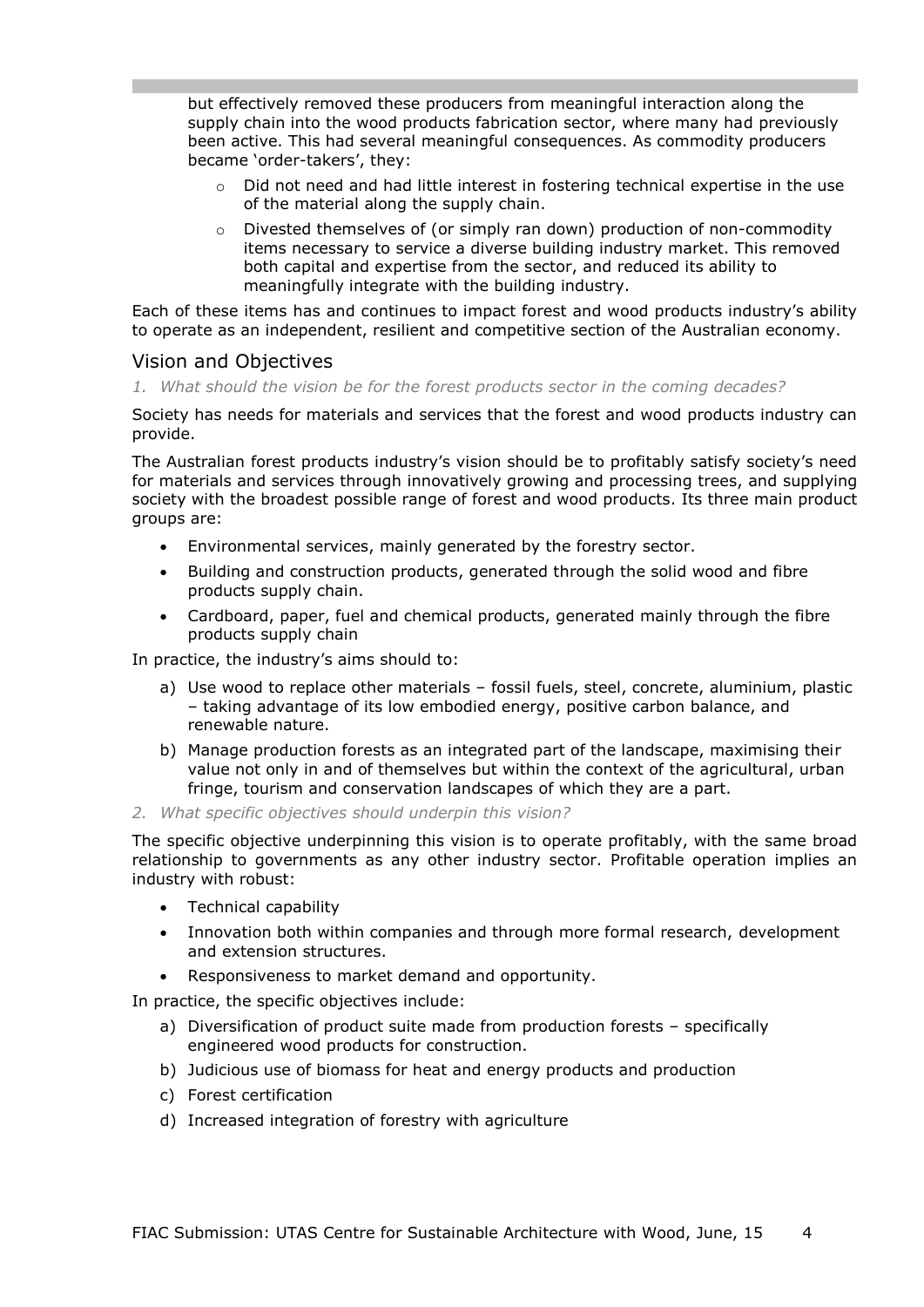but effectively removed these producers from meaningful interaction along the supply chain into the wood products fabrication sector, where many had previously been active. This had several meaningful consequences. As commodity producers became 'order-takers', they:

- Did not need and had little interest in fostering technical expertise in the use of the material along the supply chain.
- Divested themselves of (or simply ran down) production of non-commodity items necessary to service a diverse building industry market. This removed both capital and expertise from the sector, and reduced its ability to meaningfully integrate with the building industry.

Each of these items has and continues to impact forest and wood products industry's ability to operate as an independent, resilient and competitive section of the Australian economy.

## Vision and Objectives

*1. What should the vision be for the forest products sector in the coming decades?*

Society has needs for materials and services that the forest and wood products industry can provide.

The Australian forest products industry's vision should be to profitably satisfy society's need for materials and services through innovatively growing and processing trees, and supplying society with the broadest possible range of forest and wood products. Its three main product groups are:

- Environmental services, mainly generated by the forestry sector.
- Building and construction products, generated through the solid wood and fibre products supply chain.
- Cardboard, paper, fuel and chemical products, generated mainly through the fibre products supply chain

In practice, the industry's aims should to:

a) Use wood to replace other materials – fossil fuels, steel, concrete, aluminium, plastic – taking advantage of its low embodied energy, positive carbon balance, and renewable nature.
b) Manage production forests as an integrated part of the landscape, maximising their value not only in and of themselves but within the context of the agricultural, urban fringe, tourism and conservation landscapes of which they are a part.

*2. What specific objectives should underpin this vision?*

The specific objective underpinning this vision is to operate profitably, with the same broad relationship to governments as any other industry sector. Profitable operation implies an industry with robust:

- Technical capability
- Innovation both within companies and through more formal research, development and extension structures.
- Responsiveness to market demand and opportunity.

In practice, the specific objectives include:

a) Diversification of product suite made from production forests – specifically engineered wood products for construction.
b) Judicious use of biomass for heat and energy products and production
c) Forest certification
d) Increased integration of forestry with agriculture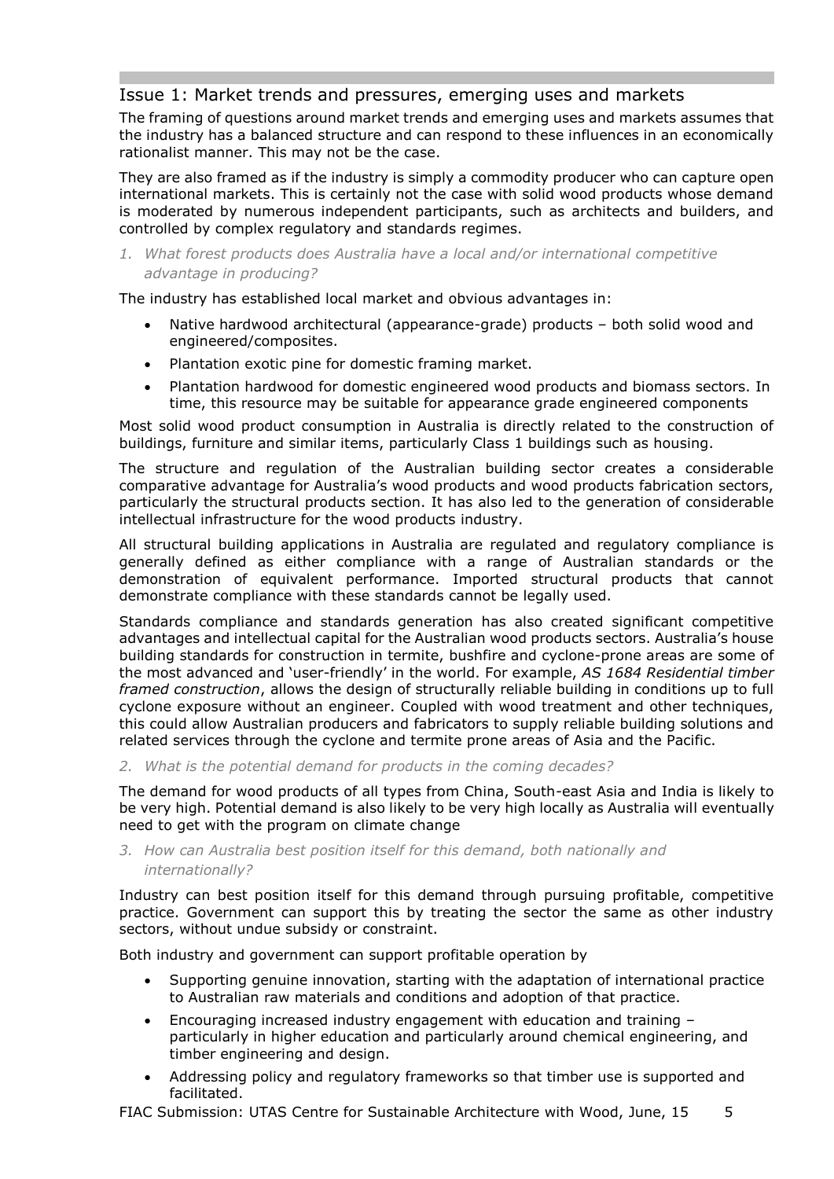## Issue 1: Market trends and pressures, emerging uses and markets

The framing of questions around market trends and emerging uses and markets assumes that the industry has a balanced structure and can respond to these influences in an economically rationalist manner. This may not be the case.

They are also framed as if the industry is simply a commodity producer who can capture open international markets. This is certainly not the case with solid wood products whose demand is moderated by numerous independent participants, such as architects and builders, and controlled by complex regulatory and standards regimes.

*1. What forest products does Australia have a local and/or international competitive advantage in producing?*

The industry has established local market and obvious advantages in:

- Native hardwood architectural (appearance-grade) products – both solid wood and engineered/composites.
- Plantation exotic pine for domestic framing market.
- Plantation hardwood for domestic engineered wood products and biomass sectors. In time, this resource may be suitable for appearance grade engineered components

Most solid wood product consumption in Australia is directly related to the construction of buildings, furniture and similar items, particularly Class 1 buildings such as housing.

The structure and regulation of the Australian building sector creates a considerable comparative advantage for Australia's wood products and wood products fabrication sectors, particularly the structural products section. It has also led to the generation of considerable intellectual infrastructure for the wood products industry.

All structural building applications in Australia are regulated and regulatory compliance is generally defined as either compliance with a range of Australian standards or the demonstration of equivalent performance. Imported structural products that cannot demonstrate compliance with these standards cannot be legally used.

Standards compliance and standards generation has also created significant competitive advantages and intellectual capital for the Australian wood products sectors. Australia's house building standards for construction in termite, bushfire and cyclone-prone areas are some of the most advanced and 'user-friendly' in the world. For example, *AS 1684 Residential timber framed construction*, allows the design of structurally reliable building in conditions up to full cyclone exposure without an engineer. Coupled with wood treatment and other techniques, this could allow Australian producers and fabricators to supply reliable building solutions and related services through the cyclone and termite prone areas of Asia and the Pacific.

*2. What is the potential demand for products in the coming decades?*

The demand for wood products of all types from China, South-east Asia and India is likely to be very high. Potential demand is also likely to be very high locally as Australia will eventually need to get with the program on climate change

*3. How can Australia best position itself for this demand, both nationally and internationally?*

Industry can best position itself for this demand through pursuing profitable, competitive practice. Government can support this by treating the sector the same as other industry sectors, without undue subsidy or constraint.

Both industry and government can support profitable operation by

- Supporting genuine innovation, starting with the adaptation of international practice to Australian raw materials and conditions and adoption of that practice.
- Encouraging increased industry engagement with education and training – particularly in higher education and particularly around chemical engineering, and timber engineering and design.
- Addressing policy and regulatory frameworks so that timber use is supported and facilitated.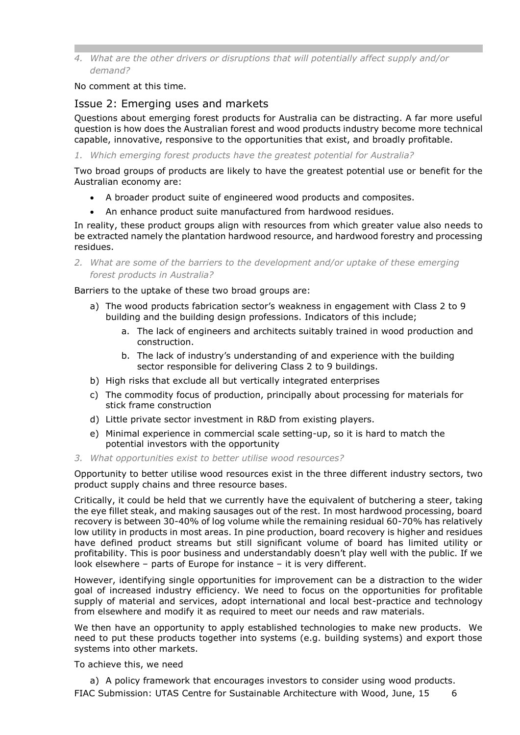*4. What are the other drivers or disruptions that will potentially affect supply and/or demand?*

No comment at this time.

## Issue 2: Emerging uses and markets

Questions about emerging forest products for Australia can be distracting. A far more useful question is how does the Australian forest and wood products industry become more technical capable, innovative, responsive to the opportunities that exist, and broadly profitable.

*1. Which emerging forest products have the greatest potential for Australia?*

Two broad groups of products are likely to have the greatest potential use or benefit for the Australian economy are:

- A broader product suite of engineered wood products and composites.
- An enhance product suite manufactured from hardwood residues.

In reality, these product groups align with resources from which greater value also needs to be extracted namely the plantation hardwood resource, and hardwood forestry and processing residues.

*2. What are some of the barriers to the development and/or uptake of these emerging forest products in Australia?*

Barriers to the uptake of these two broad groups are:

a) The wood products fabrication sector's weakness in engagement with Class 2 to 9 building and the building design professions. Indicators of this include;
    a. The lack of engineers and architects suitably trained in wood production and construction.
    b. The lack of industry's understanding of and experience with the building sector responsible for delivering Class 2 to 9 buildings.
b) High risks that exclude all but vertically integrated enterprises
c) The commodity focus of production, principally about processing for materials for stick frame construction
d) Little private sector investment in R&D from existing players.
e) Minimal experience in commercial scale setting-up, so it is hard to match the potential investors with the opportunity

*3. What opportunities exist to better utilise wood resources?*

Opportunity to better utilise wood resources exist in the three different industry sectors, two product supply chains and three resource bases.

Critically, it could be held that we currently have the equivalent of butchering a steer, taking the eye fillet steak, and making sausages out of the rest. In most hardwood processing, board recovery is between 30-40% of log volume while the remaining residual 60-70% has relatively low utility in products in most areas. In pine production, board recovery is higher and residues have defined product streams but still significant volume of board has limited utility or profitability. This is poor business and understandably doesn't play well with the public. If we look elsewhere – parts of Europe for instance – it is very different.

However, identifying single opportunities for improvement can be a distraction to the wider goal of increased industry efficiency. We need to focus on the opportunities for profitable supply of material and services, adopt international and local best-practice and technology from elsewhere and modify it as required to meet our needs and raw materials.

We then have an opportunity to apply established technologies to make new products. We need to put these products together into systems (e.g. building systems) and export those systems into other markets.

To achieve this, we need

a) A policy framework that encourages investors to consider using wood products.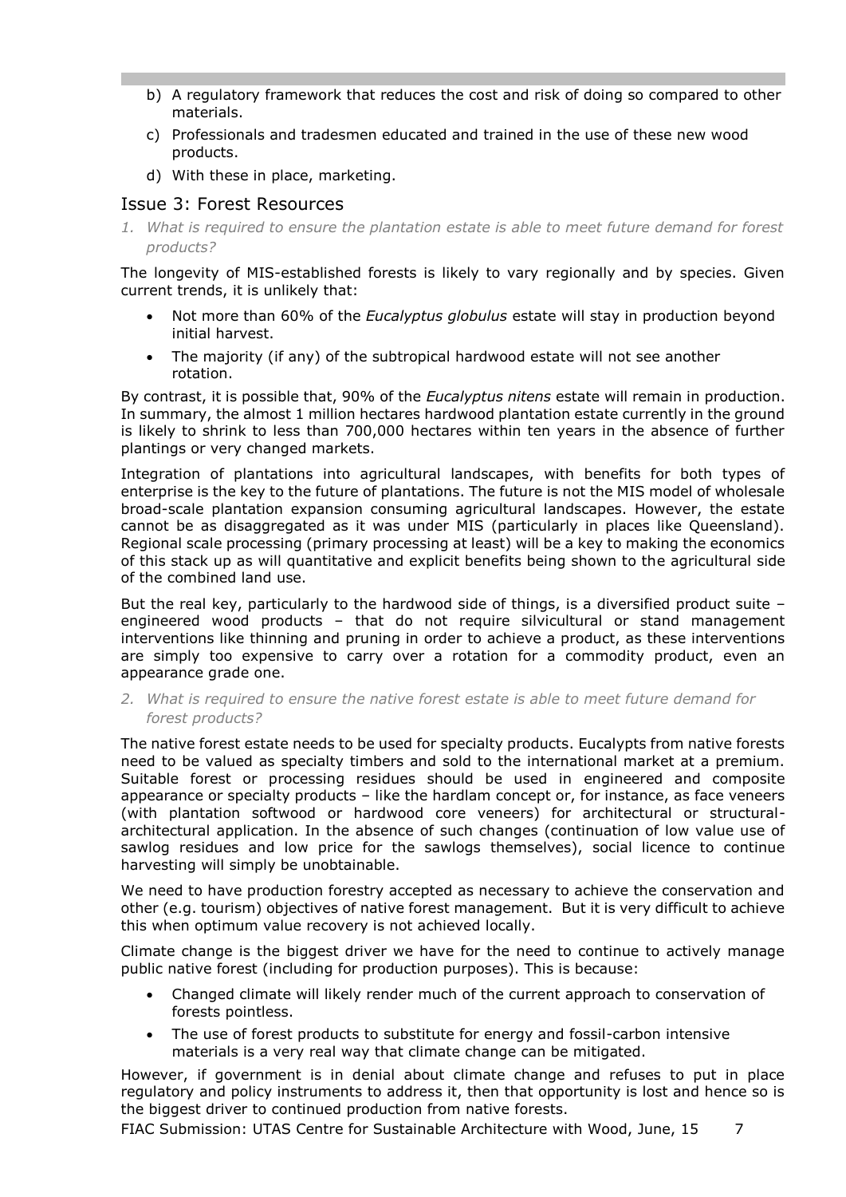b) A regulatory framework that reduces the cost and risk of doing so compared to other materials.
c) Professionals and tradesmen educated and trained in the use of these new wood products.
d) With these in place, marketing.

## Issue 3: Forest Resources

*1. What is required to ensure the plantation estate is able to meet future demand for forest products?*

The longevity of MIS-established forests is likely to vary regionally and by species. Given current trends, it is unlikely that:

- Not more than 60% of the *Eucalyptus globulus* estate will stay in production beyond initial harvest.
- The majority (if any) of the subtropical hardwood estate will not see another rotation.

By contrast, it is possible that, 90% of the *Eucalyptus nitens* estate will remain in production. In summary, the almost 1 million hectares hardwood plantation estate currently in the ground is likely to shrink to less than 700,000 hectares within ten years in the absence of further plantings or very changed markets.

Integration of plantations into agricultural landscapes, with benefits for both types of enterprise is the key to the future of plantations. The future is not the MIS model of wholesale broad-scale plantation expansion consuming agricultural landscapes. However, the estate cannot be as disaggregated as it was under MIS (particularly in places like Queensland). Regional scale processing (primary processing at least) will be a key to making the economics of this stack up as will quantitative and explicit benefits being shown to the agricultural side of the combined land use.

But the real key, particularly to the hardwood side of things, is a diversified product suite – engineered wood products – that do not require silvicultural or stand management interventions like thinning and pruning in order to achieve a product, as these interventions are simply too expensive to carry over a rotation for a commodity product, even an appearance grade one.

*2. What is required to ensure the native forest estate is able to meet future demand for forest products?*

The native forest estate needs to be used for specialty products. Eucalypts from native forests need to be valued as specialty timbers and sold to the international market at a premium. Suitable forest or processing residues should be used in engineered and composite appearance or specialty products – like the hardlam concept or, for instance, as face veneers (with plantation softwood or hardwood core veneers) for architectural or structural-architectural application. In the absence of such changes (continuation of low value use of sawlog residues and low price for the sawlogs themselves), social licence to continue harvesting will simply be unobtainable.

We need to have production forestry accepted as necessary to achieve the conservation and other (e.g. tourism) objectives of native forest management. But it is very difficult to achieve this when optimum value recovery is not achieved locally.

Climate change is the biggest driver we have for the need to continue to actively manage public native forest (including for production purposes). This is because:

- Changed climate will likely render much of the current approach to conservation of forests pointless.
- The use of forest products to substitute for energy and fossil-carbon intensive materials is a very real way that climate change can be mitigated.

However, if government is in denial about climate change and refuses to put in place regulatory and policy instruments to address it, then that opportunity is lost and hence so is the biggest driver to continued production from native forests.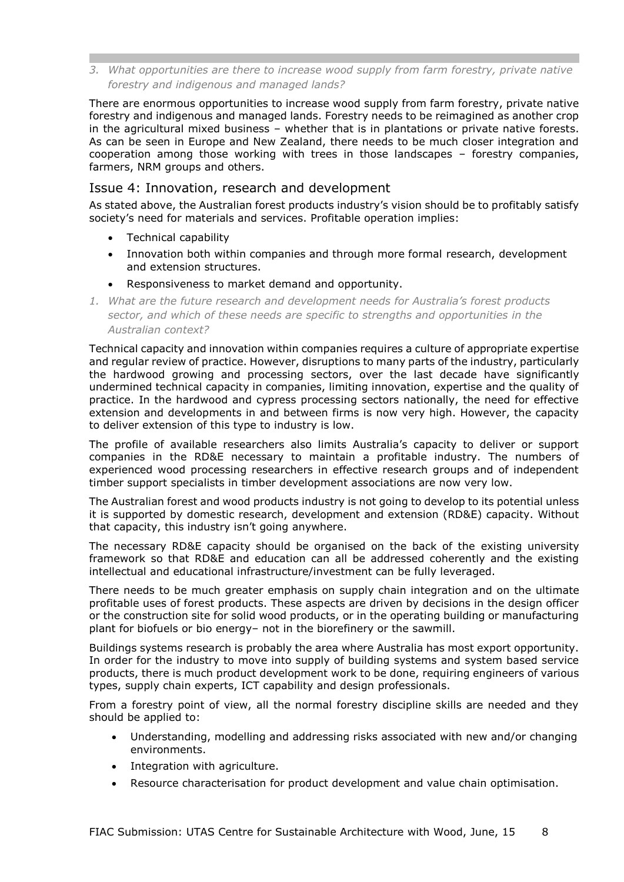*3. What opportunities are there to increase wood supply from farm forestry, private native forestry and indigenous and managed lands?*

There are enormous opportunities to increase wood supply from farm forestry, private native forestry and indigenous and managed lands. Forestry needs to be reimagined as another crop in the agricultural mixed business – whether that is in plantations or private native forests. As can be seen in Europe and New Zealand, there needs to be much closer integration and cooperation among those working with trees in those landscapes – forestry companies, farmers, NRM groups and others.

## Issue 4: Innovation, research and development

As stated above, the Australian forest products industry's vision should be to profitably satisfy society's need for materials and services. Profitable operation implies:

- Technical capability
- Innovation both within companies and through more formal research, development and extension structures.
- Responsiveness to market demand and opportunity.

*1. What are the future research and development needs for Australia's forest products sector, and which of these needs are specific to strengths and opportunities in the Australian context?*

Technical capacity and innovation within companies requires a culture of appropriate expertise and regular review of practice. However, disruptions to many parts of the industry, particularly the hardwood growing and processing sectors, over the last decade have significantly undermined technical capacity in companies, limiting innovation, expertise and the quality of practice. In the hardwood and cypress processing sectors nationally, the need for effective extension and developments in and between firms is now very high. However, the capacity to deliver extension of this type to industry is low.

The profile of available researchers also limits Australia's capacity to deliver or support companies in the RD&E necessary to maintain a profitable industry. The numbers of experienced wood processing researchers in effective research groups and of independent timber support specialists in timber development associations are now very low.

The Australian forest and wood products industry is not going to develop to its potential unless it is supported by domestic research, development and extension (RD&E) capacity. Without that capacity, this industry isn't going anywhere.

The necessary RD&E capacity should be organised on the back of the existing university framework so that RD&E and education can all be addressed coherently and the existing intellectual and educational infrastructure/investment can be fully leveraged.

There needs to be much greater emphasis on supply chain integration and on the ultimate profitable uses of forest products. These aspects are driven by decisions in the design officer or the construction site for solid wood products, or in the operating building or manufacturing plant for biofuels or bio energy– not in the biorefinery or the sawmill.

Buildings systems research is probably the area where Australia has most export opportunity. In order for the industry to move into supply of building systems and system based service products, there is much product development work to be done, requiring engineers of various types, supply chain experts, ICT capability and design professionals.

From a forestry point of view, all the normal forestry discipline skills are needed and they should be applied to:

- Understanding, modelling and addressing risks associated with new and/or changing environments.
- Integration with agriculture.
- Resource characterisation for product development and value chain optimisation.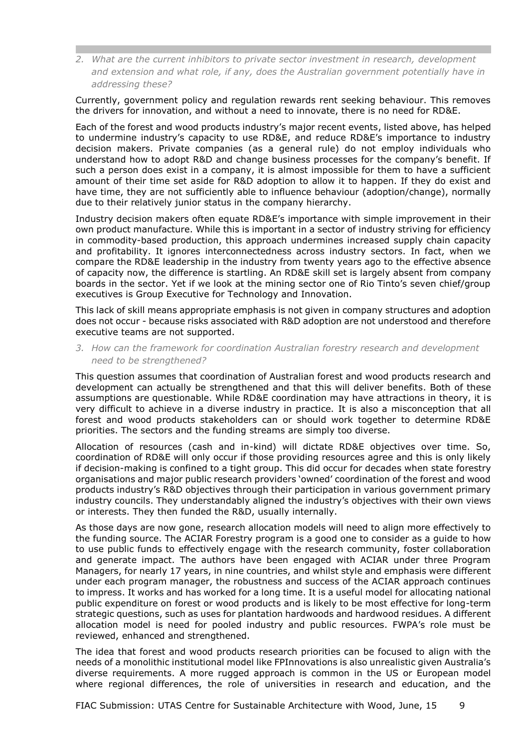*2. What are the current inhibitors to private sector investment in research, development and extension and what role, if any, does the Australian government potentially have in addressing these?*

Currently, government policy and regulation rewards rent seeking behaviour. This removes the drivers for innovation, and without a need to innovate, there is no need for RD&E.

Each of the forest and wood products industry's major recent events, listed above, has helped to undermine industry's capacity to use RD&E, and reduce RD&E's importance to industry decision makers. Private companies (as a general rule) do not employ individuals who understand how to adopt R&D and change business processes for the company's benefit. If such a person does exist in a company, it is almost impossible for them to have a sufficient amount of their time set aside for R&D adoption to allow it to happen. If they do exist and have time, they are not sufficiently able to influence behaviour (adoption/change), normally due to their relatively junior status in the company hierarchy.

Industry decision makers often equate RD&E's importance with simple improvement in their own product manufacture. While this is important in a sector of industry striving for efficiency in commodity-based production, this approach undermines increased supply chain capacity and profitability. It ignores interconnectedness across industry sectors. In fact, when we compare the RD&E leadership in the industry from twenty years ago to the effective absence of capacity now, the difference is startling. An RD&E skill set is largely absent from company boards in the sector. Yet if we look at the mining sector one of Rio Tinto's seven chief/group executives is Group Executive for Technology and Innovation.

This lack of skill means appropriate emphasis is not given in company structures and adoption does not occur - because risks associated with R&D adoption are not understood and therefore executive teams are not supported.

*3. How can the framework for coordination Australian forestry research and development need to be strengthened?*

This question assumes that coordination of Australian forest and wood products research and development can actually be strengthened and that this will deliver benefits. Both of these assumptions are questionable. While RD&E coordination may have attractions in theory, it is very difficult to achieve in a diverse industry in practice. It is also a misconception that all forest and wood products stakeholders can or should work together to determine RD&E priorities. The sectors and the funding streams are simply too diverse.

Allocation of resources (cash and in-kind) will dictate RD&E objectives over time. So, coordination of RD&E will only occur if those providing resources agree and this is only likely if decision-making is confined to a tight group. This did occur for decades when state forestry organisations and major public research providers 'owned' coordination of the forest and wood products industry's R&D objectives through their participation in various government primary industry councils. They understandably aligned the industry's objectives with their own views or interests. They then funded the R&D, usually internally.

As those days are now gone, research allocation models will need to align more effectively to the funding source. The ACIAR Forestry program is a good one to consider as a guide to how to use public funds to effectively engage with the research community, foster collaboration and generate impact. The authors have been engaged with ACIAR under three Program Managers, for nearly 17 years, in nine countries, and whilst style and emphasis were different under each program manager, the robustness and success of the ACIAR approach continues to impress. It works and has worked for a long time. It is a useful model for allocating national public expenditure on forest or wood products and is likely to be most effective for long-term strategic questions, such as uses for plantation hardwoods and hardwood residues. A different allocation model is need for pooled industry and public resources. FWPA's role must be reviewed, enhanced and strengthened.

The idea that forest and wood products research priorities can be focused to align with the needs of a monolithic institutional model like FPInnovations is also unrealistic given Australia's diverse requirements. A more rugged approach is common in the US or European model where regional differences, the role of universities in research and education, and the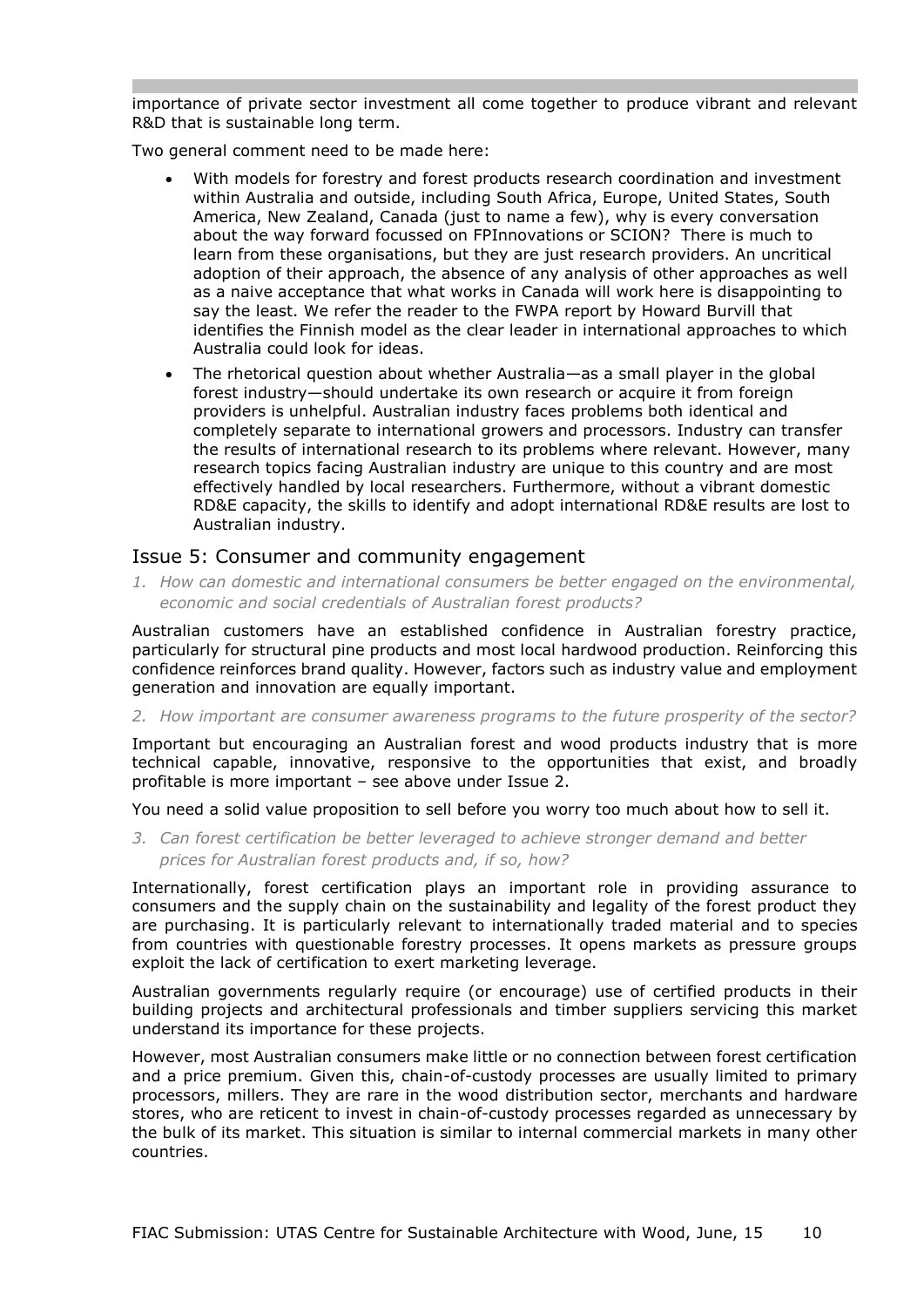importance of private sector investment all come together to produce vibrant and relevant R&D that is sustainable long term.

Two general comment need to be made here:

- With models for forestry and forest products research coordination and investment within Australia and outside, including South Africa, Europe, United States, South America, New Zealand, Canada (just to name a few), why is every conversation about the way forward focussed on FPInnovations or SCION? There is much to learn from these organisations, but they are just research providers. An uncritical adoption of their approach, the absence of any analysis of other approaches as well as a naive acceptance that what works in Canada will work here is disappointing to say the least. We refer the reader to the FWPA report by Howard Burvill that identifies the Finnish model as the clear leader in international approaches to which Australia could look for ideas.
- The rhetorical question about whether Australia—as a small player in the global forest industry—should undertake its own research or acquire it from foreign providers is unhelpful. Australian industry faces problems both identical and completely separate to international growers and processors. Industry can transfer the results of international research to its problems where relevant. However, many research topics facing Australian industry are unique to this country and are most effectively handled by local researchers. Furthermore, without a vibrant domestic RD&E capacity, the skills to identify and adopt international RD&E results are lost to Australian industry.

## Issue 5: Consumer and community engagement

1. *How can domestic and international consumers be better engaged on the environmental, economic and social credentials of Australian forest products?*

Australian customers have an established confidence in Australian forestry practice, particularly for structural pine products and most local hardwood production. Reinforcing this confidence reinforces brand quality. However, factors such as industry value and employment generation and innovation are equally important.

2. *How important are consumer awareness programs to the future prosperity of the sector?*

Important but encouraging an Australian forest and wood products industry that is more technical capable, innovative, responsive to the opportunities that exist, and broadly profitable is more important – see above under Issue 2.

You need a solid value proposition to sell before you worry too much about how to sell it.

3. *Can forest certification be better leveraged to achieve stronger demand and better prices for Australian forest products and, if so, how?*

Internationally, forest certification plays an important role in providing assurance to consumers and the supply chain on the sustainability and legality of the forest product they are purchasing. It is particularly relevant to internationally traded material and to species from countries with questionable forestry processes. It opens markets as pressure groups exploit the lack of certification to exert marketing leverage.

Australian governments regularly require (or encourage) use of certified products in their building projects and architectural professionals and timber suppliers servicing this market understand its importance for these projects.

However, most Australian consumers make little or no connection between forest certification and a price premium. Given this, chain-of-custody processes are usually limited to primary processors, millers. They are rare in the wood distribution sector, merchants and hardware stores, who are reticent to invest in chain-of-custody processes regarded as unnecessary by the bulk of its market. This situation is similar to internal commercial markets in many other countries.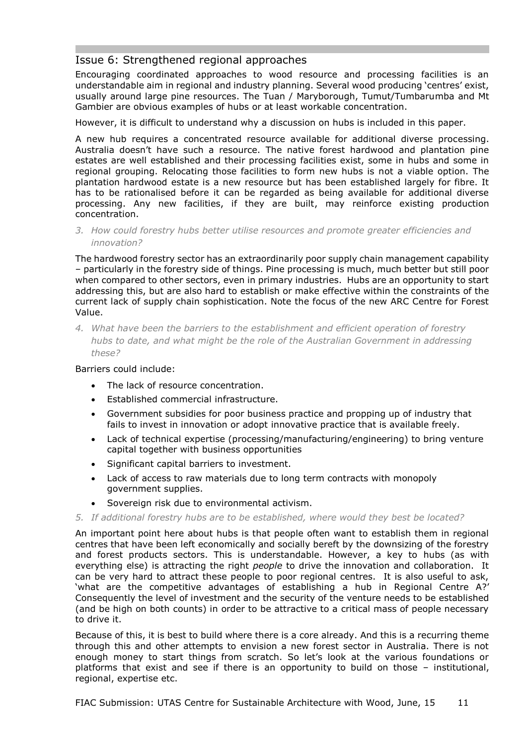## Issue 6: Strengthened regional approaches

Encouraging coordinated approaches to wood resource and processing facilities is an understandable aim in regional and industry planning. Several wood producing 'centres' exist, usually around large pine resources. The Tuan / Maryborough, Tumut/Tumbarumba and Mt Gambier are obvious examples of hubs or at least workable concentration.

However, it is difficult to understand why a discussion on hubs is included in this paper.

A new hub requires a concentrated resource available for additional diverse processing. Australia doesn't have such a resource. The native forest hardwood and plantation pine estates are well established and their processing facilities exist, some in hubs and some in regional grouping. Relocating those facilities to form new hubs is not a viable option. The plantation hardwood estate is a new resource but has been established largely for fibre. It has to be rationalised before it can be regarded as being available for additional diverse processing. Any new facilities, if they are built, may reinforce existing production concentration.

*3. How could forestry hubs better utilise resources and promote greater efficiencies and innovation?*

The hardwood forestry sector has an extraordinarily poor supply chain management capability – particularly in the forestry side of things. Pine processing is much, much better but still poor when compared to other sectors, even in primary industries. Hubs are an opportunity to start addressing this, but are also hard to establish or make effective within the constraints of the current lack of supply chain sophistication. Note the focus of the new ARC Centre for Forest Value.

*4. What have been the barriers to the establishment and efficient operation of forestry hubs to date, and what might be the role of the Australian Government in addressing these?*

Barriers could include:

- The lack of resource concentration.
- Established commercial infrastructure.
- Government subsidies for poor business practice and propping up of industry that fails to invest in innovation or adopt innovative practice that is available freely.
- Lack of technical expertise (processing/manufacturing/engineering) to bring venture capital together with business opportunities
- Significant capital barriers to investment.
- Lack of access to raw materials due to long term contracts with monopoly government supplies.
- Sovereign risk due to environmental activism.

*5. If additional forestry hubs are to be established, where would they best be located?*

An important point here about hubs is that people often want to establish them in regional centres that have been left economically and socially bereft by the downsizing of the forestry and forest products sectors. This is understandable. However, a key to hubs (as with everything else) is attracting the right *people* to drive the innovation and collaboration. It can be very hard to attract these people to poor regional centres. It is also useful to ask, 'what are the competitive advantages of establishing a hub in Regional Centre A?' Consequently the level of investment and the security of the venture needs to be established (and be high on both counts) in order to be attractive to a critical mass of people necessary to drive it.

Because of this, it is best to build where there is a core already. And this is a recurring theme through this and other attempts to envision a new forest sector in Australia. There is not enough money to start things from scratch. So let's look at the various foundations or platforms that exist and see if there is an opportunity to build on those – institutional, regional, expertise etc.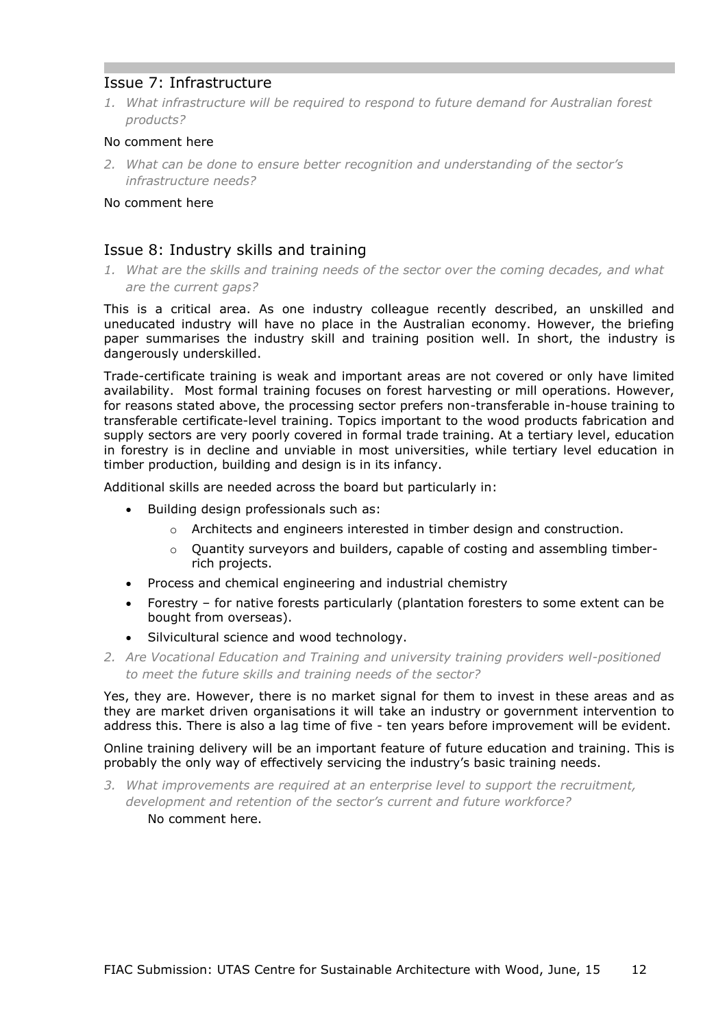## Issue 7: Infrastructure

1. *What infrastructure will be required to respond to future demand for Australian forest products?*

No comment here

2. *What can be done to ensure better recognition and understanding of the sector's infrastructure needs?*

No comment here

## Issue 8: Industry skills and training

1. *What are the skills and training needs of the sector over the coming decades, and what are the current gaps?*

This is a critical area. As one industry colleague recently described, an unskilled and uneducated industry will have no place in the Australian economy. However, the briefing paper summarises the industry skill and training position well. In short, the industry is dangerously underskilled.

Trade-certificate training is weak and important areas are not covered or only have limited availability. Most formal training focuses on forest harvesting or mill operations. However, for reasons stated above, the processing sector prefers non-transferable in-house training to transferable certificate-level training. Topics important to the wood products fabrication and supply sectors are very poorly covered in formal trade training. At a tertiary level, education in forestry is in decline and unviable in most universities, while tertiary level education in timber production, building and design is in its infancy.

Additional skills are needed across the board but particularly in:

- Building design professionals such as:
  - Architects and engineers interested in timber design and construction.
  - Quantity surveyors and builders, capable of costing and assembling timber-rich projects.
- Process and chemical engineering and industrial chemistry
- Forestry – for native forests particularly (plantation foresters to some extent can be bought from overseas).
- Silvicultural science and wood technology.

2. *Are Vocational Education and Training and university training providers well-positioned to meet the future skills and training needs of the sector?*

Yes, they are. However, there is no market signal for them to invest in these areas and as they are market driven organisations it will take an industry or government intervention to address this. There is also a lag time of five - ten years before improvement will be evident.

Online training delivery will be an important feature of future education and training. This is probably the only way of effectively servicing the industry's basic training needs.

3. *What improvements are required at an enterprise level to support the recruitment, development and retention of the sector's current and future workforce?*

No comment here.